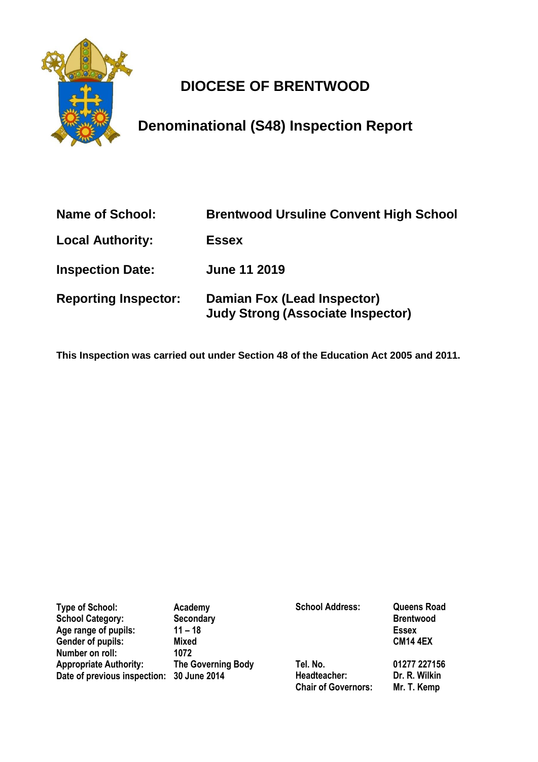# DIOCESE OF BRENTWOOD

## Denominational (S48) Inspection Report

| | |
|---|---|
| **Name of School:** | **Brentwood Ursuline Convent High School** |
| **Local Authority:** | **Essex** |
| **Inspection Date:** | **June 11 2019** |
| **Reporting Inspector:** | **Damian Fox (Lead Inspector)**<br>**Judy Strong (Associate Inspector)** |

**This Inspection was carried out under Section 48 of the Education Act 2005 and 2011.**

| | | | |
|---|---|---|---|
| **Type of School:** | **Academy** | **School Address:** | **Queens Road** |
| **School Category:** | **Secondary** | | **Brentwood** |
| **Age range of pupils:** | **11 – 18** | | **Essex** |
| **Gender of pupils:** | **Mixed** | | **CM14 4EX** |
| **Number on roll:** | **1072** | | |
| **Appropriate Authority:** | **The Governing Body** | **Tel. No.** | **01277 227156** |
| **Date of previous inspection:** | **30 June 2014** | **Headteacher:** | **Dr. R. Wilkin** |
| | | **Chair of Governors:** | **Mr. T. Kemp** |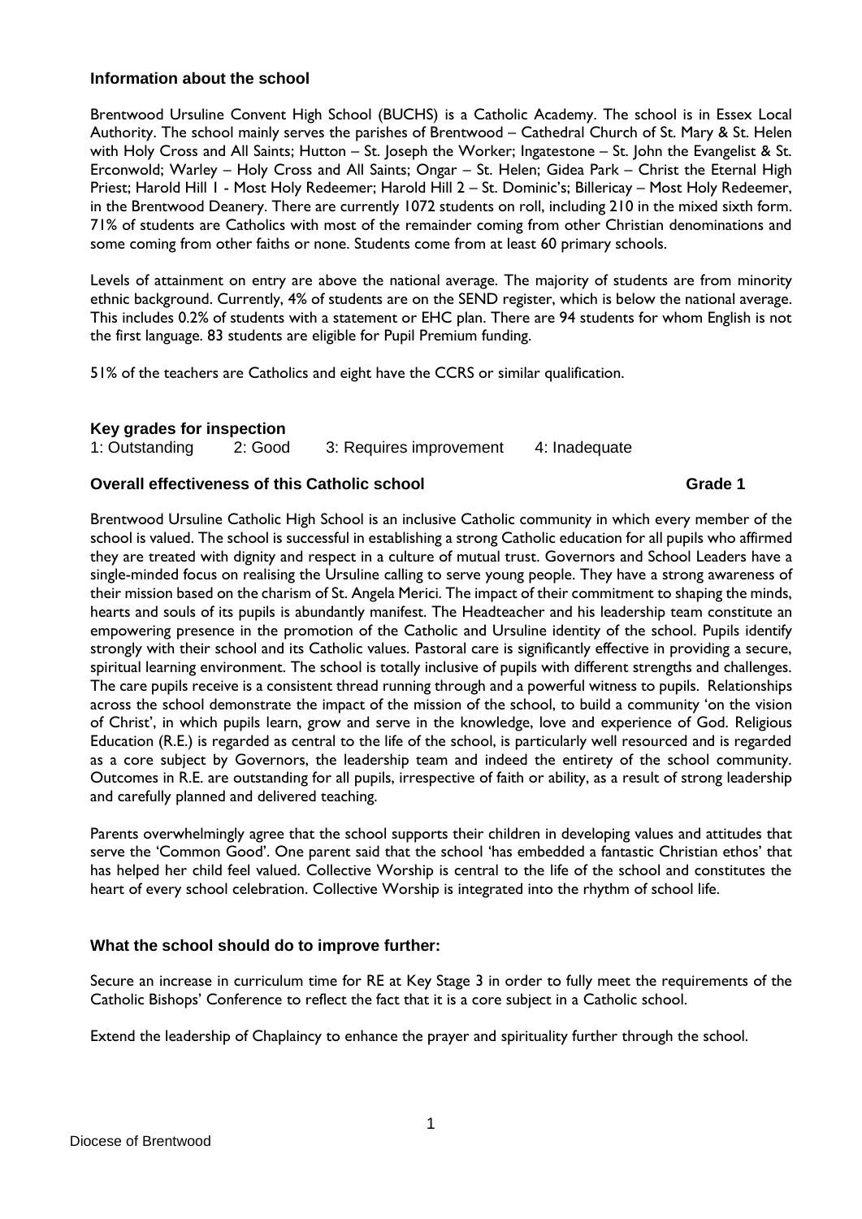## Information about the school

Brentwood Ursuline Convent High School (BUCHS) is a Catholic Academy. The school is in Essex Local Authority. The school mainly serves the parishes of Brentwood – Cathedral Church of St. Mary & St. Helen with Holy Cross and All Saints; Hutton – St. Joseph the Worker; Ingatestone – St. John the Evangelist & St. Erconwold; Warley – Holy Cross and All Saints; Ongar – St. Helen; Gidea Park – Christ the Eternal High Priest; Harold Hill 1 - Most Holy Redeemer; Harold Hill 2 – St. Dominic's; Billericay – Most Holy Redeemer, in the Brentwood Deanery. There are currently 1072 students on roll, including 210 in the mixed sixth form. 71% of students are Catholics with most of the remainder coming from other Christian denominations and some coming from other faiths or none. Students come from at least 60 primary schools.

Levels of attainment on entry are above the national average. The majority of students are from minority ethnic background. Currently, 4% of students are on the SEND register, which is below the national average. This includes 0.2% of students with a statement or EHC plan. There are 94 students for whom English is not the first language. 83 students are eligible for Pupil Premium funding.

51% of the teachers are Catholics and eight have the CCRS or similar qualification.

## Key grades for inspection

1: Outstanding 2: Good 3: Requires improvement 4: Inadequate

## Overall effectiveness of this Catholic school — Grade 1

Brentwood Ursuline Catholic High School is an inclusive Catholic community in which every member of the school is valued. The school is successful in establishing a strong Catholic education for all pupils who affirmed they are treated with dignity and respect in a culture of mutual trust. Governors and School Leaders have a single-minded focus on realising the Ursuline calling to serve young people. They have a strong awareness of their mission based on the charism of St. Angela Merici. The impact of their commitment to shaping the minds, hearts and souls of its pupils is abundantly manifest. The Headteacher and his leadership team constitute an empowering presence in the promotion of the Catholic and Ursuline identity of the school. Pupils identify strongly with their school and its Catholic values. Pastoral care is significantly effective in providing a secure, spiritual learning environment. The school is totally inclusive of pupils with different strengths and challenges. The care pupils receive is a consistent thread running through and a powerful witness to pupils. Relationships across the school demonstrate the impact of the mission of the school, to build a community 'on the vision of Christ', in which pupils learn, grow and serve in the knowledge, love and experience of God. Religious Education (R.E.) is regarded as central to the life of the school, is particularly well resourced and is regarded as a core subject by Governors, the leadership team and indeed the entirety of the school community. Outcomes in R.E. are outstanding for all pupils, irrespective of faith or ability, as a result of strong leadership and carefully planned and delivered teaching.

Parents overwhelmingly agree that the school supports their children in developing values and attitudes that serve the 'Common Good'. One parent said that the school 'has embedded a fantastic Christian ethos' that has helped her child feel valued. Collective Worship is central to the life of the school and constitutes the heart of every school celebration. Collective Worship is integrated into the rhythm of school life.

## What the school should do to improve further:

Secure an increase in curriculum time for RE at Key Stage 3 in order to fully meet the requirements of the Catholic Bishops' Conference to reflect the fact that it is a core subject in a Catholic school.

Extend the leadership of Chaplaincy to enhance the prayer and spirituality further through the school.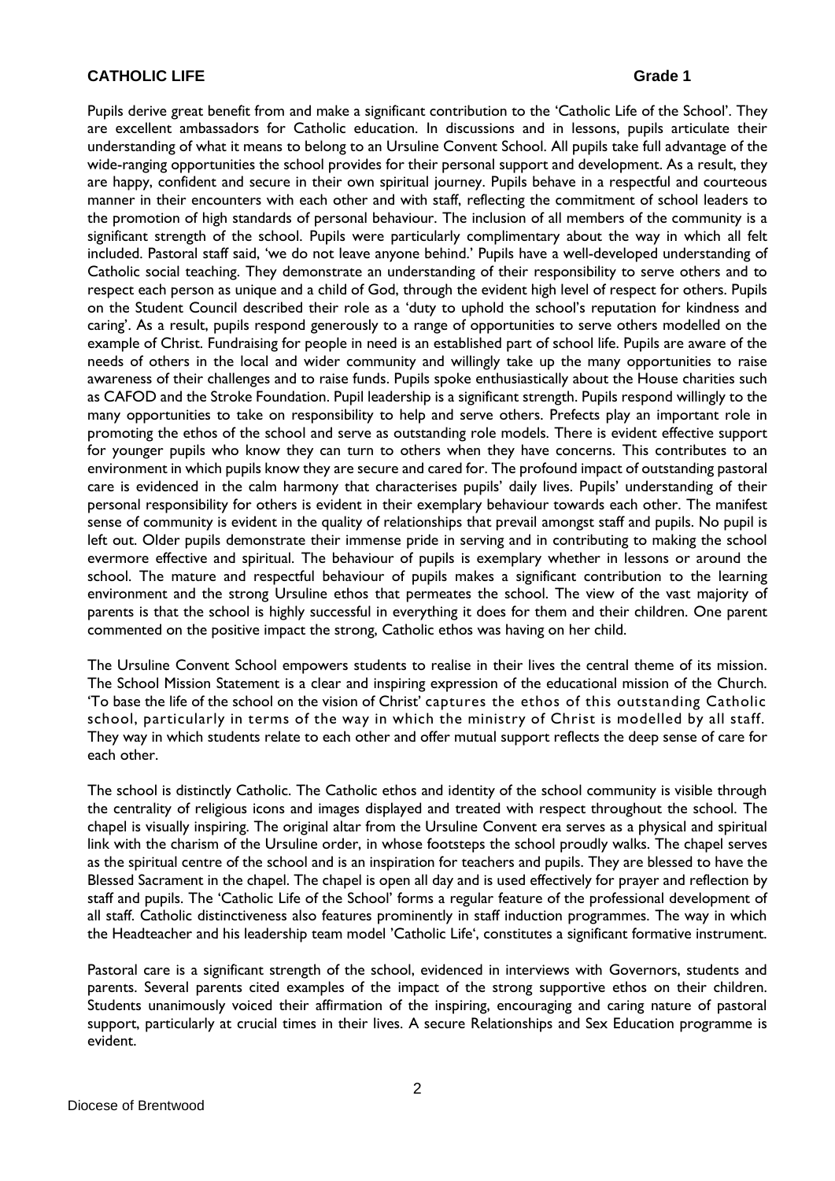## CATHOLIC LIFE — Grade 1

Pupils derive great benefit from and make a significant contribution to the 'Catholic Life of the School'. They are excellent ambassadors for Catholic education. In discussions and in lessons, pupils articulate their understanding of what it means to belong to an Ursuline Convent School. All pupils take full advantage of the wide-ranging opportunities the school provides for their personal support and development. As a result, they are happy, confident and secure in their own spiritual journey. Pupils behave in a respectful and courteous manner in their encounters with each other and with staff, reflecting the commitment of school leaders to the promotion of high standards of personal behaviour. The inclusion of all members of the community is a significant strength of the school. Pupils were particularly complimentary about the way in which all felt included. Pastoral staff said, 'we do not leave anyone behind.' Pupils have a well-developed understanding of Catholic social teaching. They demonstrate an understanding of their responsibility to serve others and to respect each person as unique and a child of God, through the evident high level of respect for others. Pupils on the Student Council described their role as a 'duty to uphold the school's reputation for kindness and caring'. As a result, pupils respond generously to a range of opportunities to serve others modelled on the example of Christ. Fundraising for people in need is an established part of school life. Pupils are aware of the needs of others in the local and wider community and willingly take up the many opportunities to raise awareness of their challenges and to raise funds. Pupils spoke enthusiastically about the House charities such as CAFOD and the Stroke Foundation. Pupil leadership is a significant strength. Pupils respond willingly to the many opportunities to take on responsibility to help and serve others. Prefects play an important role in promoting the ethos of the school and serve as outstanding role models. There is evident effective support for younger pupils who know they can turn to others when they have concerns. This contributes to an environment in which pupils know they are secure and cared for. The profound impact of outstanding pastoral care is evidenced in the calm harmony that characterises pupils' daily lives. Pupils' understanding of their personal responsibility for others is evident in their exemplary behaviour towards each other. The manifest sense of community is evident in the quality of relationships that prevail amongst staff and pupils. No pupil is left out. Older pupils demonstrate their immense pride in serving and in contributing to making the school evermore effective and spiritual. The behaviour of pupils is exemplary whether in lessons or around the school. The mature and respectful behaviour of pupils makes a significant contribution to the learning environment and the strong Ursuline ethos that permeates the school. The view of the vast majority of parents is that the school is highly successful in everything it does for them and their children. One parent commented on the positive impact the strong, Catholic ethos was having on her child.

The Ursuline Convent School empowers students to realise in their lives the central theme of its mission. The School Mission Statement is a clear and inspiring expression of the educational mission of the Church. 'To base the life of the school on the vision of Christ' captures the ethos of this outstanding Catholic school, particularly in terms of the way in which the ministry of Christ is modelled by all staff. They way in which students relate to each other and offer mutual support reflects the deep sense of care for each other.

The school is distinctly Catholic. The Catholic ethos and identity of the school community is visible through the centrality of religious icons and images displayed and treated with respect throughout the school. The chapel is visually inspiring. The original altar from the Ursuline Convent era serves as a physical and spiritual link with the charism of the Ursuline order, in whose footsteps the school proudly walks. The chapel serves as the spiritual centre of the school and is an inspiration for teachers and pupils. They are blessed to have the Blessed Sacrament in the chapel. The chapel is open all day and is used effectively for prayer and reflection by staff and pupils. The 'Catholic Life of the School' forms a regular feature of the professional development of all staff. Catholic distinctiveness also features prominently in staff induction programmes. The way in which the Headteacher and his leadership team model 'Catholic Life', constitutes a significant formative instrument.

Pastoral care is a significant strength of the school, evidenced in interviews with Governors, students and parents. Several parents cited examples of the impact of the strong supportive ethos on their children. Students unanimously voiced their affirmation of the inspiring, encouraging and caring nature of pastoral support, particularly at crucial times in their lives. A secure Relationships and Sex Education programme is evident.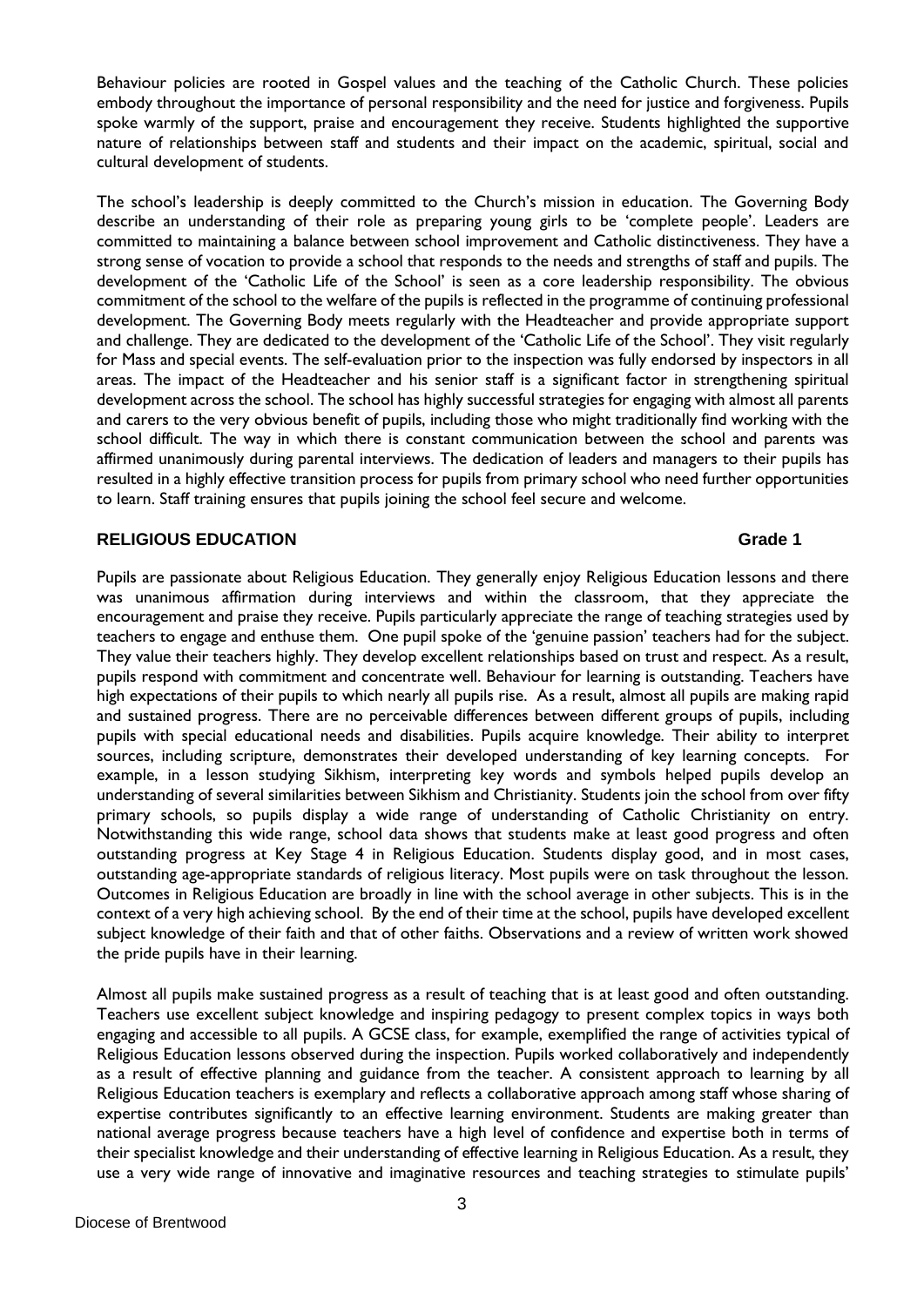Behaviour policies are rooted in Gospel values and the teaching of the Catholic Church. These policies embody throughout the importance of personal responsibility and the need for justice and forgiveness. Pupils spoke warmly of the support, praise and encouragement they receive. Students highlighted the supportive nature of relationships between staff and students and their impact on the academic, spiritual, social and cultural development of students.

The school's leadership is deeply committed to the Church's mission in education. The Governing Body describe an understanding of their role as preparing young girls to be 'complete people'. Leaders are committed to maintaining a balance between school improvement and Catholic distinctiveness. They have a strong sense of vocation to provide a school that responds to the needs and strengths of staff and pupils. The development of the 'Catholic Life of the School' is seen as a core leadership responsibility. The obvious commitment of the school to the welfare of the pupils is reflected in the programme of continuing professional development. The Governing Body meets regularly with the Headteacher and provide appropriate support and challenge. They are dedicated to the development of the 'Catholic Life of the School'. They visit regularly for Mass and special events. The self-evaluation prior to the inspection was fully endorsed by inspectors in all areas. The impact of the Headteacher and his senior staff is a significant factor in strengthening spiritual development across the school. The school has highly successful strategies for engaging with almost all parents and carers to the very obvious benefit of pupils, including those who might traditionally find working with the school difficult. The way in which there is constant communication between the school and parents was affirmed unanimously during parental interviews. The dedication of leaders and managers to their pupils has resulted in a highly effective transition process for pupils from primary school who need further opportunities to learn. Staff training ensures that pupils joining the school feel secure and welcome.

## RELIGIOUS EDUCATION — Grade 1

Pupils are passionate about Religious Education. They generally enjoy Religious Education lessons and there was unanimous affirmation during interviews and within the classroom, that they appreciate the encouragement and praise they receive. Pupils particularly appreciate the range of teaching strategies used by teachers to engage and enthuse them. One pupil spoke of the 'genuine passion' teachers had for the subject. They value their teachers highly. They develop excellent relationships based on trust and respect. As a result, pupils respond with commitment and concentrate well. Behaviour for learning is outstanding. Teachers have high expectations of their pupils to which nearly all pupils rise. As a result, almost all pupils are making rapid and sustained progress. There are no perceivable differences between different groups of pupils, including pupils with special educational needs and disabilities. Pupils acquire knowledge. Their ability to interpret sources, including scripture, demonstrates their developed understanding of key learning concepts. For example, in a lesson studying Sikhism, interpreting key words and symbols helped pupils develop an understanding of several similarities between Sikhism and Christianity. Students join the school from over fifty primary schools, so pupils display a wide range of understanding of Catholic Christianity on entry. Notwithstanding this wide range, school data shows that students make at least good progress and often outstanding progress at Key Stage 4 in Religious Education. Students display good, and in most cases, outstanding age-appropriate standards of religious literacy. Most pupils were on task throughout the lesson. Outcomes in Religious Education are broadly in line with the school average in other subjects. This is in the context of a very high achieving school. By the end of their time at the school, pupils have developed excellent subject knowledge of their faith and that of other faiths. Observations and a review of written work showed the pride pupils have in their learning.

Almost all pupils make sustained progress as a result of teaching that is at least good and often outstanding. Teachers use excellent subject knowledge and inspiring pedagogy to present complex topics in ways both engaging and accessible to all pupils. A GCSE class, for example, exemplified the range of activities typical of Religious Education lessons observed during the inspection. Pupils worked collaboratively and independently as a result of effective planning and guidance from the teacher. A consistent approach to learning by all Religious Education teachers is exemplary and reflects a collaborative approach among staff whose sharing of expertise contributes significantly to an effective learning environment. Students are making greater than national average progress because teachers have a high level of confidence and expertise both in terms of their specialist knowledge and their understanding of effective learning in Religious Education. As a result, they use a very wide range of innovative and imaginative resources and teaching strategies to stimulate pupils'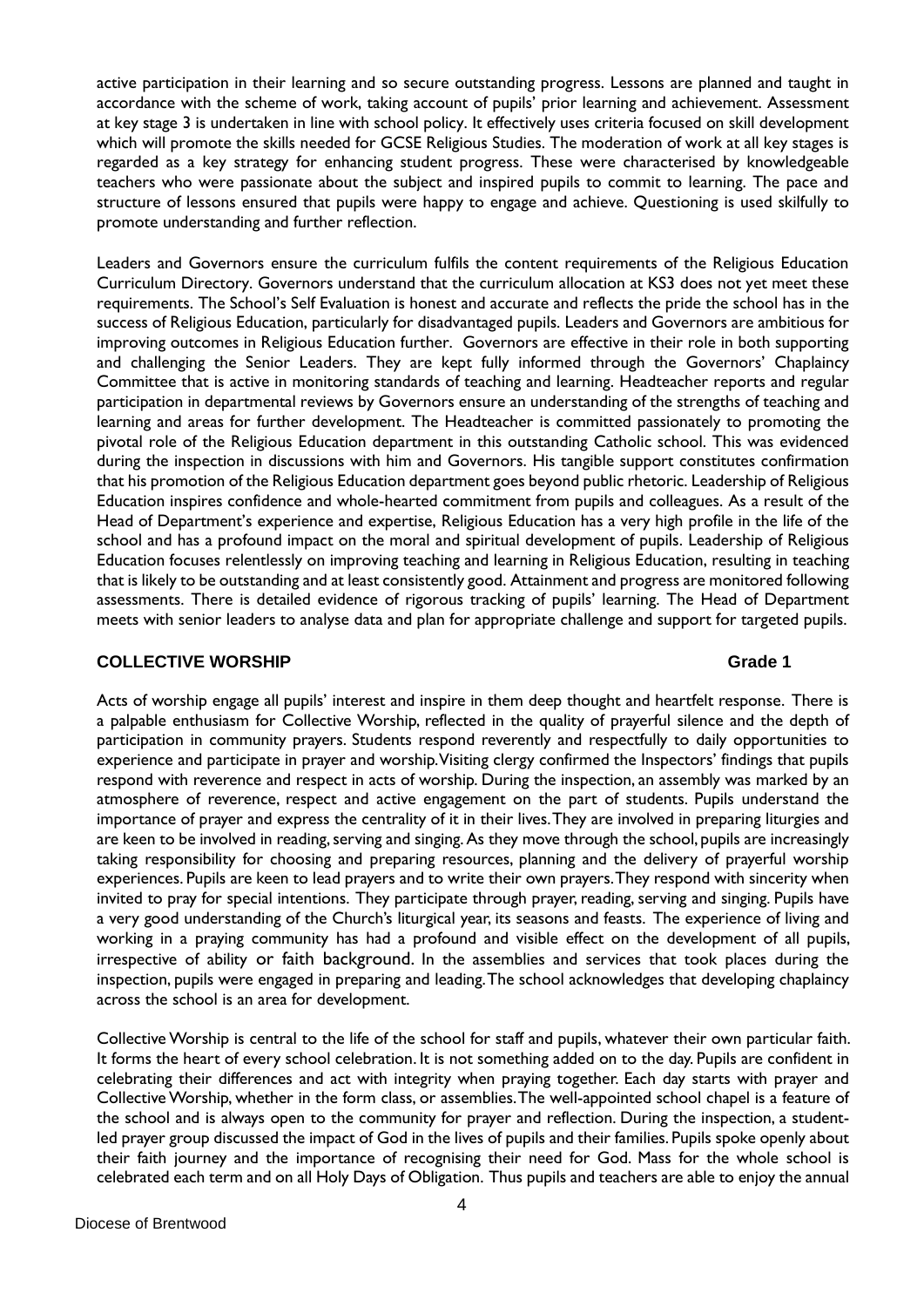active participation in their learning and so secure outstanding progress. Lessons are planned and taught in accordance with the scheme of work, taking account of pupils' prior learning and achievement. Assessment at key stage 3 is undertaken in line with school policy. It effectively uses criteria focused on skill development which will promote the skills needed for GCSE Religious Studies. The moderation of work at all key stages is regarded as a key strategy for enhancing student progress. These were characterised by knowledgeable teachers who were passionate about the subject and inspired pupils to commit to learning. The pace and structure of lessons ensured that pupils were happy to engage and achieve. Questioning is used skilfully to promote understanding and further reflection.

Leaders and Governors ensure the curriculum fulfils the content requirements of the Religious Education Curriculum Directory. Governors understand that the curriculum allocation at KS3 does not yet meet these requirements. The School's Self Evaluation is honest and accurate and reflects the pride the school has in the success of Religious Education, particularly for disadvantaged pupils. Leaders and Governors are ambitious for improving outcomes in Religious Education further. Governors are effective in their role in both supporting and challenging the Senior Leaders. They are kept fully informed through the Governors' Chaplaincy Committee that is active in monitoring standards of teaching and learning. Headteacher reports and regular participation in departmental reviews by Governors ensure an understanding of the strengths of teaching and learning and areas for further development. The Headteacher is committed passionately to promoting the pivotal role of the Religious Education department in this outstanding Catholic school. This was evidenced during the inspection in discussions with him and Governors. His tangible support constitutes confirmation that his promotion of the Religious Education department goes beyond public rhetoric. Leadership of Religious Education inspires confidence and whole-hearted commitment from pupils and colleagues. As a result of the Head of Department's experience and expertise, Religious Education has a very high profile in the life of the school and has a profound impact on the moral and spiritual development of pupils. Leadership of Religious Education focuses relentlessly on improving teaching and learning in Religious Education, resulting in teaching that is likely to be outstanding and at least consistently good. Attainment and progress are monitored following assessments. There is detailed evidence of rigorous tracking of pupils' learning. The Head of Department meets with senior leaders to analyse data and plan for appropriate challenge and support for targeted pupils.

## COLLECTIVE WORSHIP — Grade 1

Acts of worship engage all pupils' interest and inspire in them deep thought and heartfelt response. There is a palpable enthusiasm for Collective Worship, reflected in the quality of prayerful silence and the depth of participation in community prayers. Students respond reverently and respectfully to daily opportunities to experience and participate in prayer and worship. Visiting clergy confirmed the Inspectors' findings that pupils respond with reverence and respect in acts of worship. During the inspection, an assembly was marked by an atmosphere of reverence, respect and active engagement on the part of students. Pupils understand the importance of prayer and express the centrality of it in their lives. They are involved in preparing liturgies and are keen to be involved in reading, serving and singing. As they move through the school, pupils are increasingly taking responsibility for choosing and preparing resources, planning and the delivery of prayerful worship experiences. Pupils are keen to lead prayers and to write their own prayers. They respond with sincerity when invited to pray for special intentions. They participate through prayer, reading, serving and singing. Pupils have a very good understanding of the Church's liturgical year, its seasons and feasts. The experience of living and working in a praying community has had a profound and visible effect on the development of all pupils, irrespective of ability or faith background. In the assemblies and services that took places during the inspection, pupils were engaged in preparing and leading. The school acknowledges that developing chaplaincy across the school is an area for development.

Collective Worship is central to the life of the school for staff and pupils, whatever their own particular faith. It forms the heart of every school celebration. It is not something added on to the day. Pupils are confident in celebrating their differences and act with integrity when praying together. Each day starts with prayer and Collective Worship, whether in the form class, or assemblies. The well-appointed school chapel is a feature of the school and is always open to the community for prayer and reflection. During the inspection, a student-led prayer group discussed the impact of God in the lives of pupils and their families. Pupils spoke openly about their faith journey and the importance of recognising their need for God. Mass for the whole school is celebrated each term and on all Holy Days of Obligation. Thus pupils and teachers are able to enjoy the annual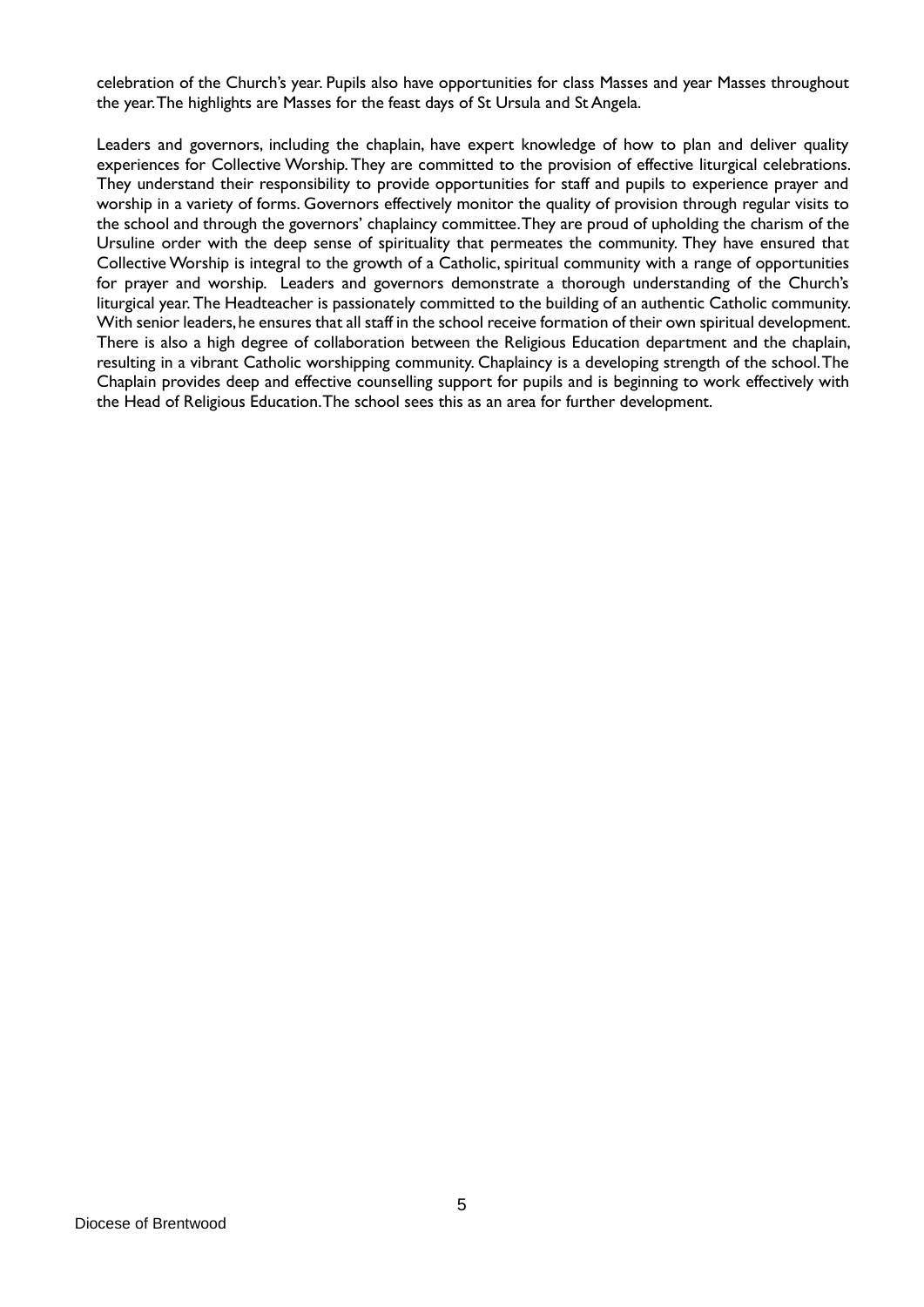celebration of the Church's year. Pupils also have opportunities for class Masses and year Masses throughout the year. The highlights are Masses for the feast days of St Ursula and St Angela.

Leaders and governors, including the chaplain, have expert knowledge of how to plan and deliver quality experiences for Collective Worship. They are committed to the provision of effective liturgical celebrations. They understand their responsibility to provide opportunities for staff and pupils to experience prayer and worship in a variety of forms. Governors effectively monitor the quality of provision through regular visits to the school and through the governors' chaplaincy committee. They are proud of upholding the charism of the Ursuline order with the deep sense of spirituality that permeates the community. They have ensured that Collective Worship is integral to the growth of a Catholic, spiritual community with a range of opportunities for prayer and worship. Leaders and governors demonstrate a thorough understanding of the Church's liturgical year. The Headteacher is passionately committed to the building of an authentic Catholic community. With senior leaders, he ensures that all staff in the school receive formation of their own spiritual development. There is also a high degree of collaboration between the Religious Education department and the chaplain, resulting in a vibrant Catholic worshipping community. Chaplaincy is a developing strength of the school. The Chaplain provides deep and effective counselling support for pupils and is beginning to work effectively with the Head of Religious Education. The school sees this as an area for further development.